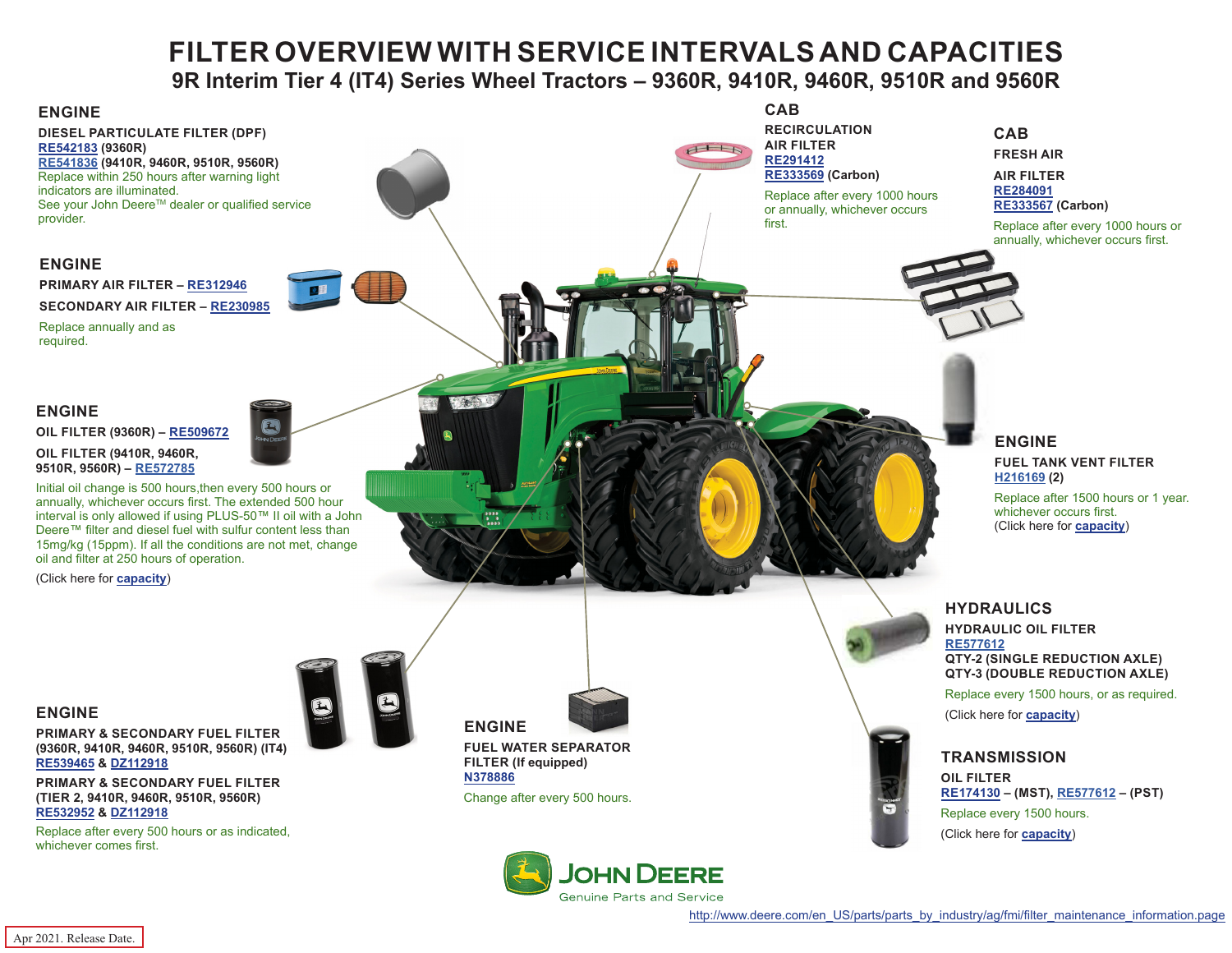# FILTER OVERVIEW WITH SERVICE INTERVALS AND CAPACITIES

## 9R Interim Tier 4 (IT4) Series Wheel Tractors – 9360R, 9410R, 9460R, 9510R and 9560R

### ENGINE

**DIESEL PARTICULATE FILTER (DPF)**
RE542183 (9360R)
RE541836 (9410R, 9460R, 9510R, 9560R)

Replace within 250 hours after warning light indicators are illuminated.
See your John Deere™ dealer or qualified service provider.

### ENGINE

**PRIMARY AIR FILTER – RE312946**

**SECONDARY AIR FILTER – RE230985**

Replace annually and as required.

### ENGINE

**OIL FILTER (9360R) – RE509672**

**OIL FILTER (9410R, 9460R, 9510R, 9560R) – RE572785**

Initial oil change is 500 hours,then every 500 hours or annually, whichever occurs first. The extended 500 hour interval is only allowed if using PLUS-50™ II oil with a John Deere™ filter and diesel fuel with sulfur content less than 15mg/kg (15ppm). If all the conditions are not met, change oil and filter at 250 hours of operation.

(Click here for capacity)

### ENGINE

**PRIMARY & SECONDARY FUEL FILTER (9360R, 9410R, 9460R, 9510R, 9560R) (IT4)**
RE539465 & DZ112918

**PRIMARY & SECONDARY FUEL FILTER (TIER 2, 9410R, 9460R, 9510R, 9560R)**
RE532952 & DZ112918

Replace after every 500 hours or as indicated, whichever comes first.

### ENGINE

**FUEL WATER SEPARATOR FILTER (If equipped)**
N378886

Change after every 500 hours.

### CAB

**RECIRCULATION AIR FILTER**
RE291412
RE333569 (Carbon)

Replace after every 1000 hours or annually, whichever occurs first.

### CAB

**FRESH AIR**

**AIR FILTER**
RE284091
RE333567 (Carbon)

Replace after every 1000 hours or annually, whichever occurs first.

### ENGINE

**FUEL TANK VENT FILTER**
H216169 (2)

Replace after 1500 hours or 1 year. whichever occurs first.
(Click here for capacity)

### HYDRAULICS

**HYDRAULIC OIL FILTER**
RE577612
QTY-2 (SINGLE REDUCTION AXLE)
QTY-3 (DOUBLE REDUCTION AXLE)

Replace every 1500 hours, or as required.

(Click here for capacity)

### TRANSMISSION

**OIL FILTER**
RE174130 – (MST), RE577612 – (PST)

Replace every 1500 hours.

(Click here for capacity)

JOHN DEERE
Genuine Parts and Service

http://www.deere.com/en_US/parts/parts_by_industry/ag/fmi/filter_maintenance_information.page

Apr 2021. Release Date.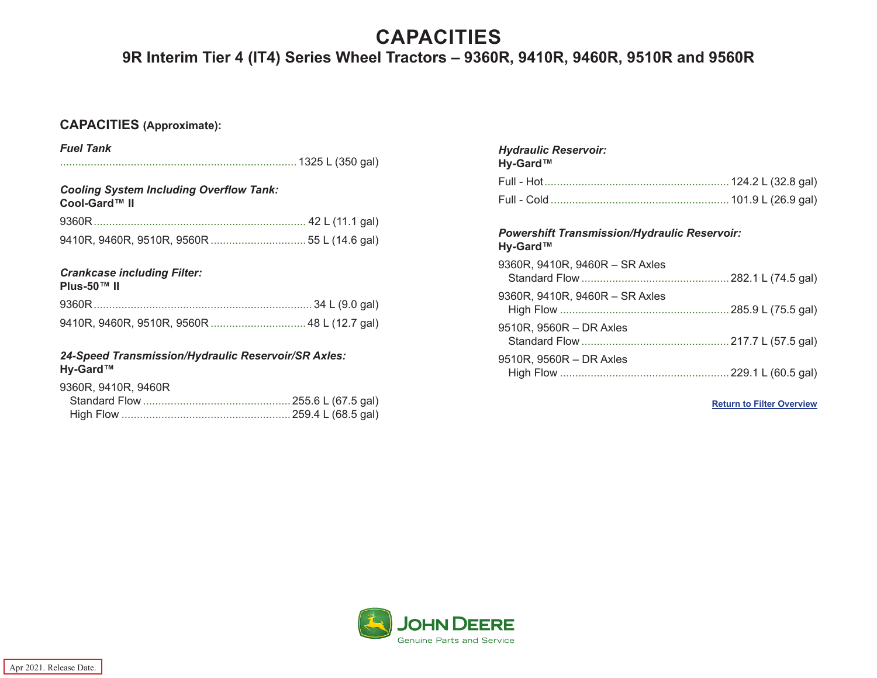# CAPACITIES

## 9R Interim Tier 4 (IT4) Series Wheel Tractors – 9360R, 9410R, 9460R, 9510R and 9560R

### CAPACITIES (Approximate):

***Fuel Tank***

| | |
|---|---|
| | 1325 L (350 gal) |

***Cooling System Including Overflow Tank:***
**Cool-Gard™ II**

| | |
|---|---|
| 9360R | 42 L (11.1 gal) |
| 9410R, 9460R, 9510R, 9560R | 55 L (14.6 gal) |

***Crankcase including Filter:***
**Plus-50™ II**

| | |
|---|---|
| 9360R | 34 L (9.0 gal) |
| 9410R, 9460R, 9510R, 9560R | 48 L (12.7 gal) |

***24-Speed Transmission/Hydraulic Reservoir/SR Axles:***
**Hy-Gard™**

| | |
|---|---|
| 9360R, 9410R, 9460R Standard Flow | 255.6 L (67.5 gal) |
| 9360R, 9410R, 9460R High Flow | 259.4 L (68.5 gal) |

***Hydraulic Reservoir:***
**Hy-Gard™**

| | |
|---|---|
| Full - Hot | 124.2 L (32.8 gal) |
| Full - Cold | 101.9 L (26.9 gal) |

***Powershift Transmission/Hydraulic Reservoir:***
**Hy-Gard™**

| | |
|---|---|
| 9360R, 9410R, 9460R – SR Axles Standard Flow | 282.1 L (74.5 gal) |
| 9360R, 9410R, 9460R – SR Axles High Flow | 285.9 L (75.5 gal) |
| 9510R, 9560R – DR Axles Standard Flow | 217.7 L (57.5 gal) |
| 9510R, 9560R – DR Axles High Flow | 229.1 L (60.5 gal) |

Return to Filter Overview

JOHN DEERE
Genuine Parts and Service

Apr 2021. Release Date.